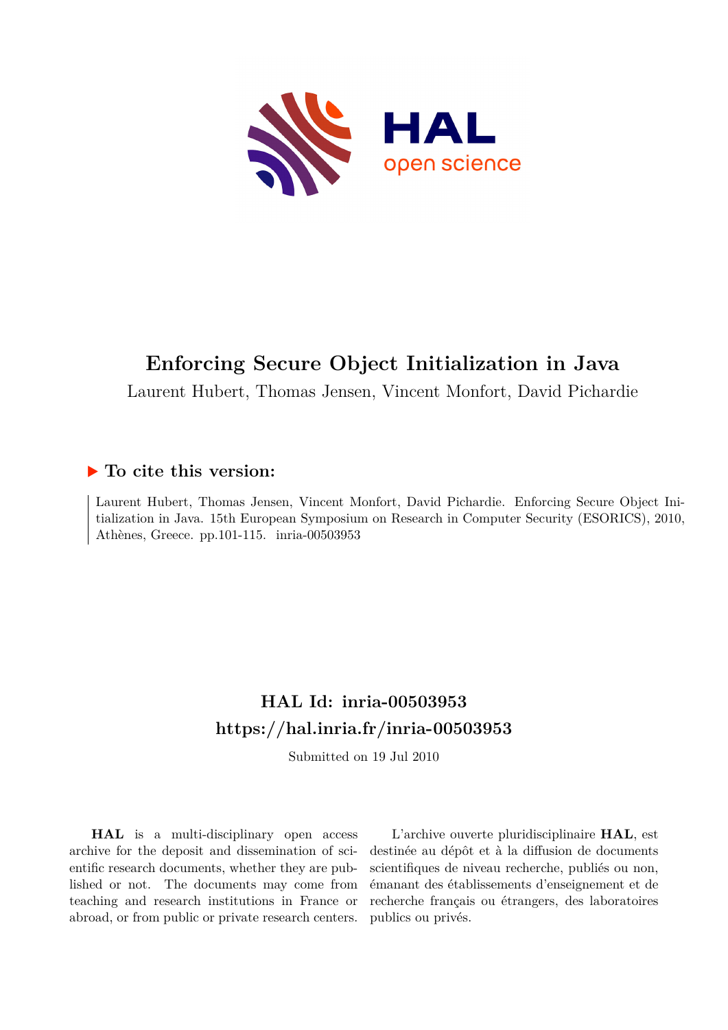# Enforcing Secure Object Initialization in Java

Laurent Hubert, Thomas Jensen, Vincent Monfort, David Pichardie

## ▶ To cite this version:

Laurent Hubert, Thomas Jensen, Vincent Monfort, David Pichardie. Enforcing Secure Object Initialization in Java. 15th European Symposium on Research in Computer Security (ESORICS), 2010, Athènes, Greece. pp.101-115. inria-00503953

## HAL Id: inria-00503953
## https://hal.inria.fr/inria-00503953

Submitted on 19 Jul 2010

**HAL** is a multi-disciplinary open access archive for the deposit and dissemination of scientific research documents, whether they are published or not. The documents may come from teaching and research institutions in France or abroad, or from public or private research centers.

L'archive ouverte pluridisciplinaire **HAL**, est destinée au dépôt et à la diffusion de documents scientifiques de niveau recherche, publiés ou non, émanant des établissements d'enseignement et de recherche français ou étrangers, des laboratoires publics ou privés.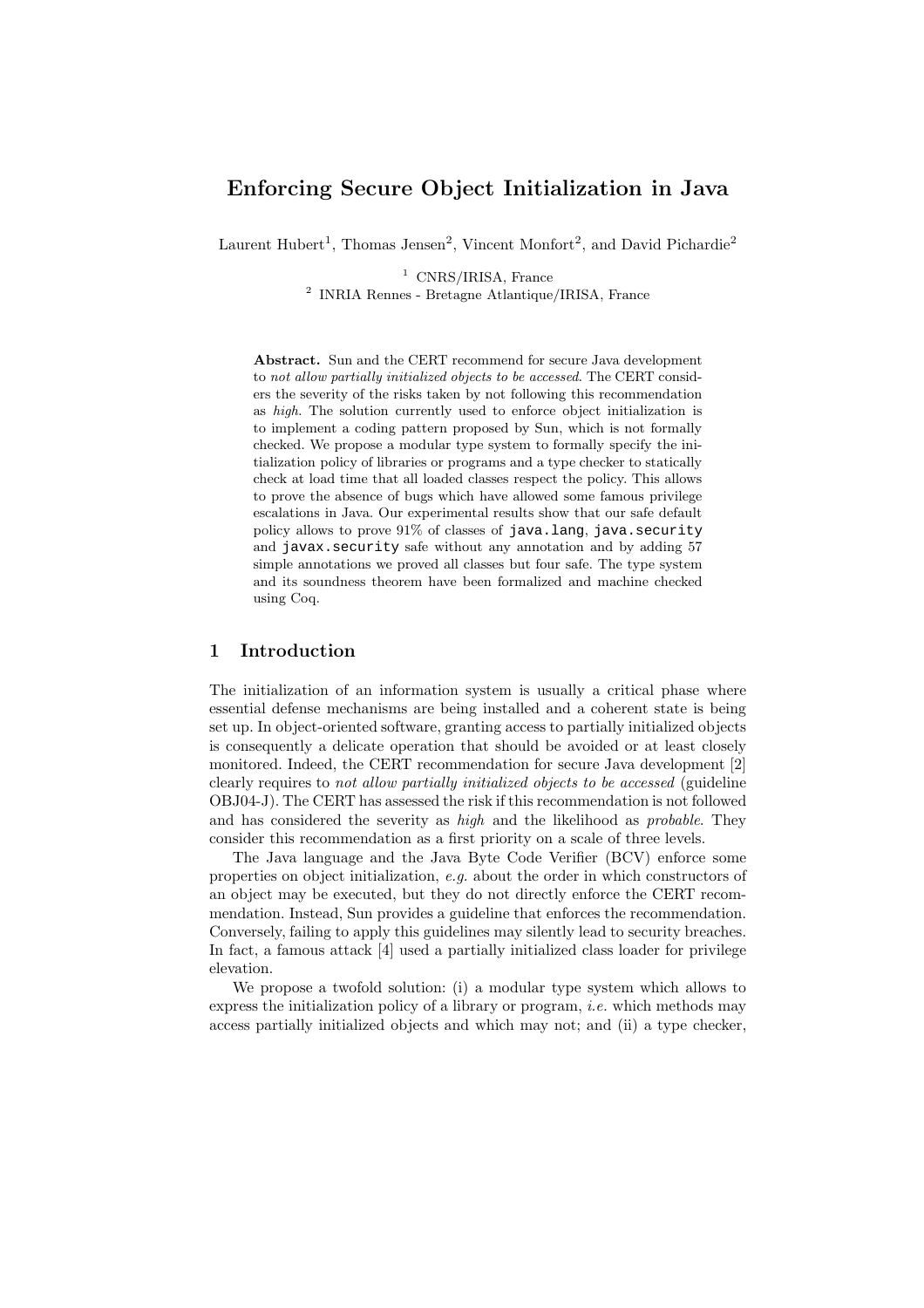# Enforcing Secure Object Initialization in Java

Laurent Hubert[1], Thomas Jensen[2], Vincent Monfort[2], and David Pichardie[2]

[1] CNRS/IRISA, France
[2] INRIA Rennes - Bretagne Atlantique/IRISA, France

**Abstract.** Sun and the CERT recommend for secure Java development to *not allow partially initialized objects to be accessed*. The CERT considers the severity of the risks taken by not following this recommendation as *high*. The solution currently used to enforce object initialization is to implement a coding pattern proposed by Sun, which is not formally checked. We propose a modular type system to formally specify the initialization policy of libraries or programs and a type checker to statically check at load time that all loaded classes respect the policy. This allows to prove the absence of bugs which have allowed some famous privilege escalations in Java. Our experimental results show that our safe default policy allows to prove 91% of classes of `java.lang`, `java.security` and `javax.security` safe without any annotation and by adding 57 simple annotations we proved all classes but four safe. The type system and its soundness theorem have been formalized and machine checked using Coq.

## 1 Introduction

The initialization of an information system is usually a critical phase where essential defense mechanisms are being installed and a coherent state is being set up. In object-oriented software, granting access to partially initialized objects is consequently a delicate operation that should be avoided or at least closely monitored. Indeed, the CERT recommendation for secure Java development [2] clearly requires to *not allow partially initialized objects to be accessed* (guideline OBJ04-J). The CERT has assessed the risk if this recommendation is not followed and has considered the severity as *high* and the likelihood as *probable*. They consider this recommendation as a first priority on a scale of three levels.

The Java language and the Java Byte Code Verifier (BCV) enforce some properties on object initialization, *e.g.* about the order in which constructors of an object may be executed, but they do not directly enforce the CERT recommendation. Instead, Sun provides a guideline that enforces the recommendation. Conversely, failing to apply this guidelines may silently lead to security breaches. In fact, a famous attack [4] used a partially initialized class loader for privilege elevation.

We propose a twofold solution: (i) a modular type system which allows to express the initialization policy of a library or program, *i.e.* which methods may access partially initialized objects and which may not; and (ii) a type checker,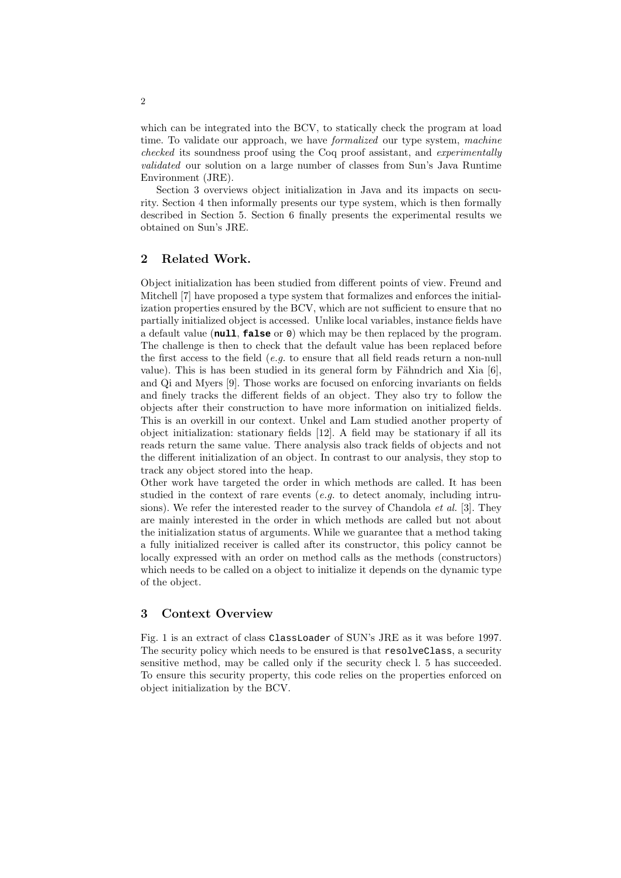which can be integrated into the BCV, to statically check the program at load time. To validate our approach, we have *formalized* our type system, *machine checked* its soundness proof using the Coq proof assistant, and *experimentally validated* our solution on a large number of classes from Sun's Java Runtime Environment (JRE).

Section 3 overviews object initialization in Java and its impacts on security. Section 4 then informally presents our type system, which is then formally described in Section 5. Section 6 finally presents the experimental results we obtained on Sun's JRE.

## 2 Related Work.

Object initialization has been studied from different points of view. Freund and Mitchell [7] have proposed a type system that formalizes and enforces the initialization properties ensured by the BCV, which are not sufficient to ensure that no partially initialized object is accessed. Unlike local variables, instance fields have a default value (**`null`**, **`false`** or `0`) which may be then replaced by the program. The challenge is then to check that the default value has been replaced before the first access to the field (*e.g.* to ensure that all field reads return a non-null value). This is has been studied in its general form by Fähndrich and Xia [6], and Qi and Myers [9]. Those works are focused on enforcing invariants on fields and finely tracks the different fields of an object. They also try to follow the objects after their construction to have more information on initialized fields. This is an overkill in our context. Unkel and Lam studied another property of object initialization: stationary fields [12]. A field may be stationary if all its reads return the same value. There analysis also track fields of objects and not the different initialization of an object. In contrast to our analysis, they stop to track any object stored into the heap.

Other work have targeted the order in which methods are called. It has been studied in the context of rare events (*e.g.* to detect anomaly, including intrusions). We refer the interested reader to the survey of Chandola *et al.* [3]. They are mainly interested in the order in which methods are called but not about the initialization status of arguments. While we guarantee that a method taking a fully initialized receiver is called after its constructor, this policy cannot be locally expressed with an order on method calls as the methods (constructors) which needs to be called on a object to initialize it depends on the dynamic type of the object.

## 3 Context Overview

Fig. 1 is an extract of class `ClassLoader` of SUN's JRE as it was before 1997. The security policy which needs to be ensured is that `resolveClass`, a security sensitive method, may be called only if the security check l. 5 has succeeded. To ensure this security property, this code relies on the properties enforced on object initialization by the BCV.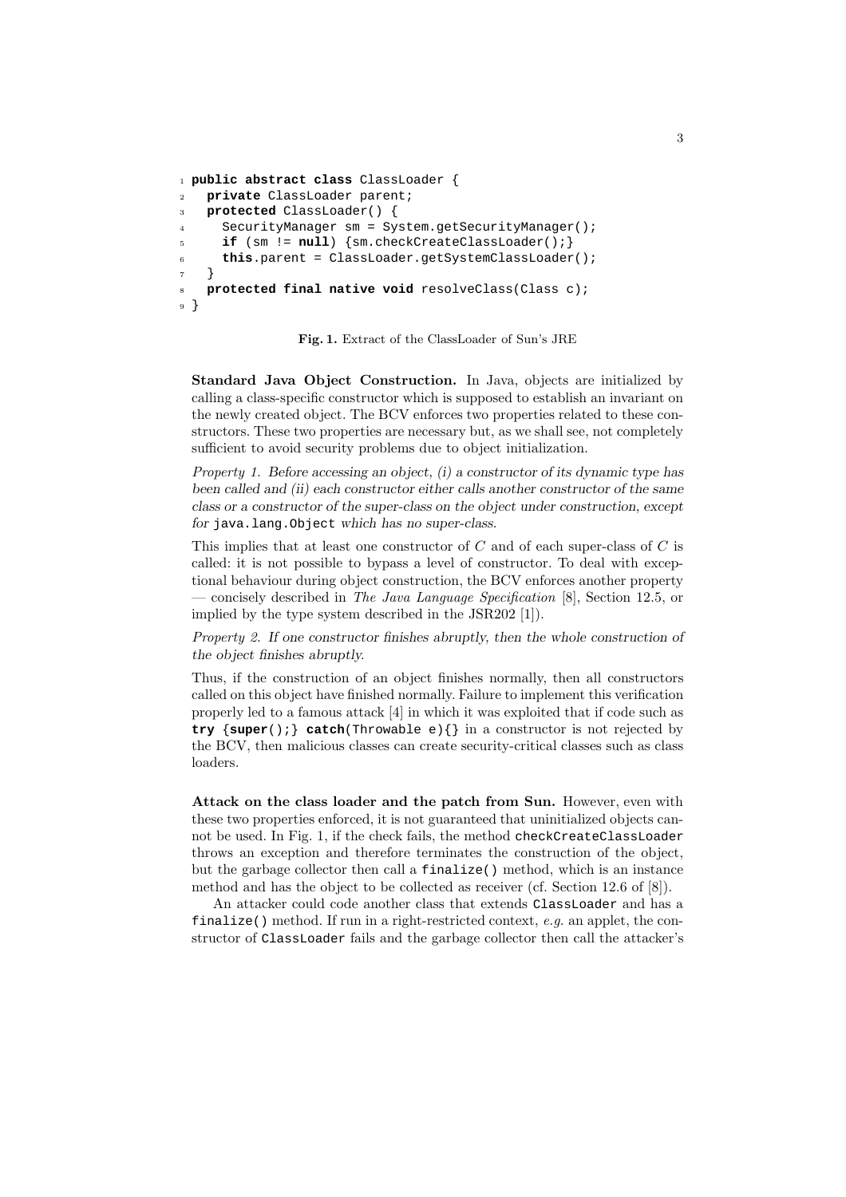```java
1 public abstract class ClassLoader {
2   private ClassLoader parent;
3   protected ClassLoader() {
4     SecurityManager sm = System.getSecurityManager();
5     if (sm != null) {sm.checkCreateClassLoader();}
6     this.parent = ClassLoader.getSystemClassLoader();
7   }
8   protected final native void resolveClass(Class c);
9 }
```

**Fig. 1.** Extract of the ClassLoader of Sun's JRE

**Standard Java Object Construction.** In Java, objects are initialized by calling a class-specific constructor which is supposed to establish an invariant on the newly created object. The BCV enforces two properties related to these constructors. These two properties are necessary but, as we shall see, not completely sufficient to avoid security problems due to object initialization.

*Property 1. Before accessing an object, (i) a constructor of its dynamic type has been called and (ii) each constructor either calls another constructor of the same class or a constructor of the super-class on the object under construction, except for* `java.lang.Object` *which has no super-class.*

This implies that at least one constructor of $C$ and of each super-class of $C$ is called: it is not possible to bypass a level of constructor. To deal with exceptional behaviour during object construction, the BCV enforces another property — concisely described in *The Java Language Specification* [8], Section 12.5, or implied by the type system described in the JSR202 [1]).

*Property 2. If one constructor finishes abruptly, then the whole construction of the object finishes abruptly.*

Thus, if the construction of an object finishes normally, then all constructors called on this object have finished normally. Failure to implement this verification properly led to a famous attack [4] in which it was exploited that if code such as `try {super();} catch(Throwable e){}` in a constructor is not rejected by the BCV, then malicious classes can create security-critical classes such as class loaders.

**Attack on the class loader and the patch from Sun.** However, even with these two properties enforced, it is not guaranteed that uninitialized objects cannot be used. In Fig. 1, if the check fails, the method `checkCreateClassLoader` throws an exception and therefore terminates the construction of the object, but the garbage collector then call a `finalize()` method, which is an instance method and has the object to be collected as receiver (cf. Section 12.6 of [8]).

An attacker could code another class that extends `ClassLoader` and has a `finalize()` method. If run in a right-restricted context, *e.g.* an applet, the constructor of `ClassLoader` fails and the garbage collector then call the attacker's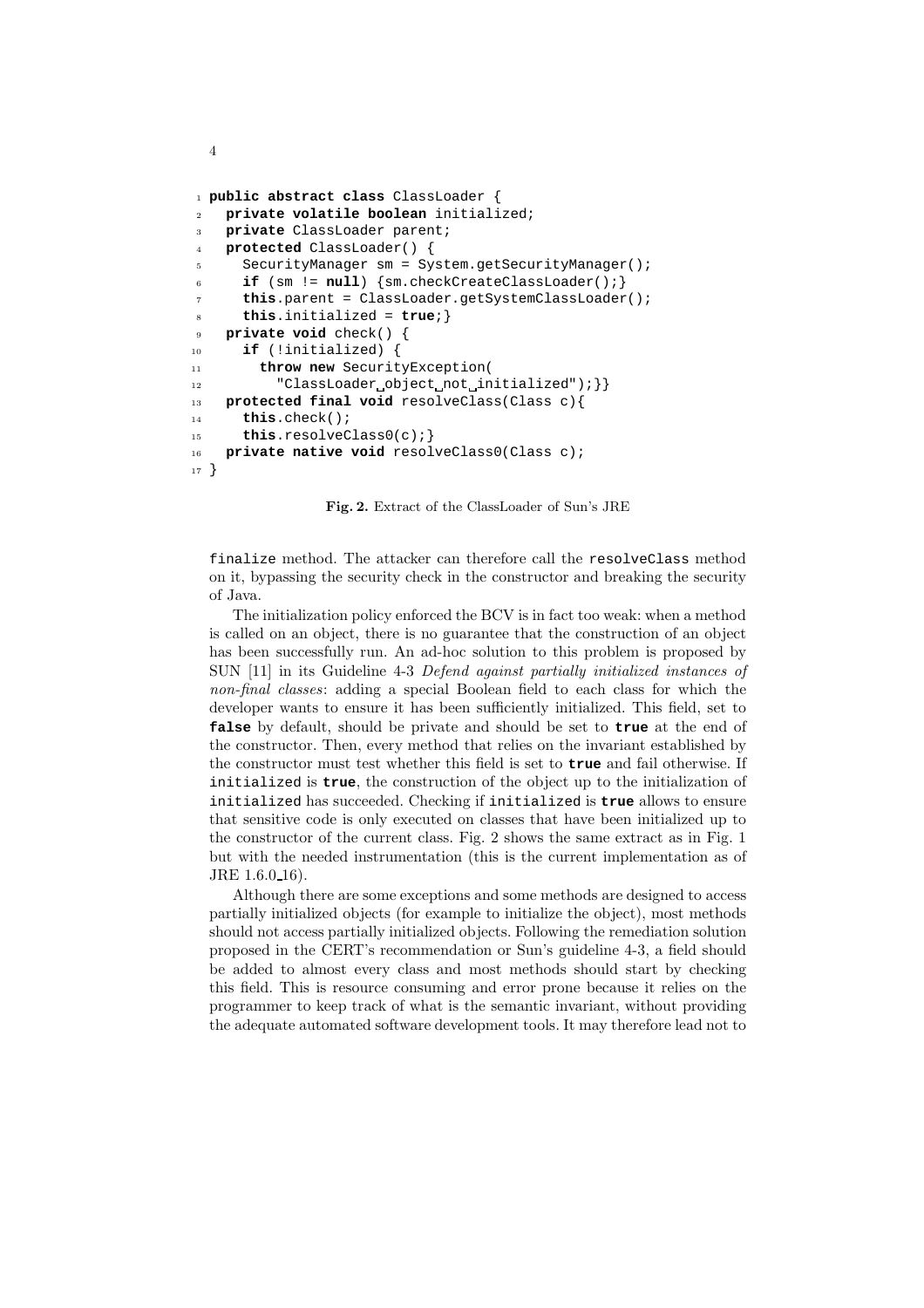```java
public abstract class ClassLoader {
  private volatile boolean initialized;
  private ClassLoader parent;
  protected ClassLoader() {
    SecurityManager sm = System.getSecurityManager();
    if (sm != null) {sm.checkCreateClassLoader();}
    this.parent = ClassLoader.getSystemClassLoader();
    this.initialized = true;}
  private void check() {
    if (!initialized) {
      throw new SecurityException(
        "ClassLoader object not initialized");}}
  protected final void resolveClass(Class c){
    this.check();
    this.resolveClass0(c);}
  private native void resolveClass0(Class c);
}
```

**Fig. 2.** Extract of the ClassLoader of Sun's JRE

`finalize` method. The attacker can therefore call the `resolveClass` method on it, bypassing the security check in the constructor and breaking the security of Java.

The initialization policy enforced the BCV is in fact too weak: when a method is called on an object, there is no guarantee that the construction of an object has been successfully run. An ad-hoc solution to this problem is proposed by SUN [11] in its Guideline 4-3 *Defend against partially initialized instances of non-final classes*: adding a special Boolean field to each class for which the developer wants to ensure it has been sufficiently initialized. This field, set to **false** by default, should be private and should be set to **true** at the end of the constructor. Then, every method that relies on the invariant established by the constructor must test whether this field is set to **true** and fail otherwise. If `initialized` is **true**, the construction of the object up to the initialization of `initialized` has succeeded. Checking if `initialized` is **true** allows to ensure that sensitive code is only executed on classes that have been initialized up to the constructor of the current class. Fig. 2 shows the same extract as in Fig. 1 but with the needed instrumentation (this is the current implementation as of JRE 1.6.0_16).

Although there are some exceptions and some methods are designed to access partially initialized objects (for example to initialize the object), most methods should not access partially initialized objects. Following the remediation solution proposed in the CERT's recommendation or Sun's guideline 4-3, a field should be added to almost every class and most methods should start by checking this field. This is resource consuming and error prone because it relies on the programmer to keep track of what is the semantic invariant, without providing the adequate automated software development tools. It may therefore lead not to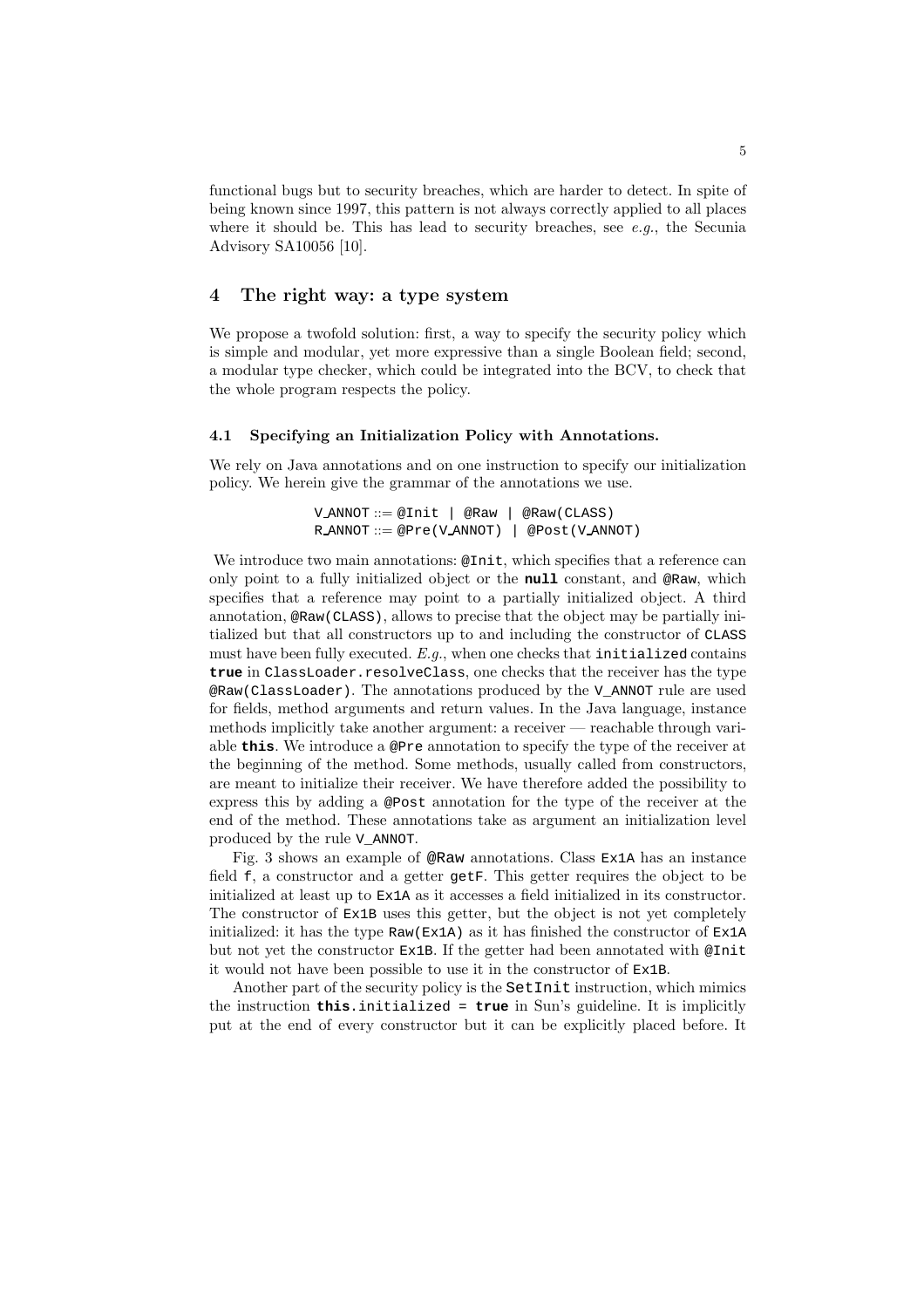functional bugs but to security breaches, which are harder to detect. In spite of being known since 1997, this pattern is not always correctly applied to all places where it should be. This has lead to security breaches, see *e.g.*, the Secunia Advisory SA10056 [10].

## 4 The right way: a type system

We propose a twofold solution: first, a way to specify the security policy which is simple and modular, yet more expressive than a single Boolean field; second, a modular type checker, which could be integrated into the BCV, to check that the whole program respects the policy.

### 4.1 Specifying an Initialization Policy with Annotations.

We rely on Java annotations and on one instruction to specify our initialization policy. We herein give the grammar of the annotations we use.

```
V_ANNOT ::= @Init | @Raw | @Raw(CLASS)
R_ANNOT ::= @Pre(V_ANNOT) | @Post(V_ANNOT)
```

We introduce two main annotations: `@Init`, which specifies that a reference can only point to a fully initialized object or the **`null`** constant, and `@Raw`, which specifies that a reference may point to a partially initialized object. A third annotation, `@Raw(CLASS)`, allows to precise that the object may be partially initialized but that all constructors up to and including the constructor of `CLASS` must have been fully executed. *E.g.*, when one checks that `initialized` contains **`true`** in `ClassLoader.resolveClass`, one checks that the receiver has the type `@Raw(ClassLoader)`. The annotations produced by the `V_ANNOT` rule are used for fields, method arguments and return values. In the Java language, instance methods implicitly take another argument: a receiver — reachable through variable **`this`**. We introduce a `@Pre` annotation to specify the type of the receiver at the beginning of the method. Some methods, usually called from constructors, are meant to initialize their receiver. We have therefore added the possibility to express this by adding a `@Post` annotation for the type of the receiver at the end of the method. These annotations take as argument an initialization level produced by the rule `V_ANNOT`.

Fig. 3 shows an example of `@Raw` annotations. Class `Ex1A` has an instance field `f`, a constructor and a getter `getF`. This getter requires the object to be initialized at least up to `Ex1A` as it accesses a field initialized in its constructor. The constructor of `Ex1B` uses this getter, but the object is not yet completely initialized: it has the type `Raw(Ex1A)` as it has finished the constructor of `Ex1A` but not yet the constructor `Ex1B`. If the getter had been annotated with `@Init` it would not have been possible to use it in the constructor of `Ex1B`.

Another part of the security policy is the `SetInit` instruction, which mimics the instruction **`this`**`.initialized = `**`true`** in Sun's guideline. It is implicitly put at the end of every constructor but it can be explicitly placed before. It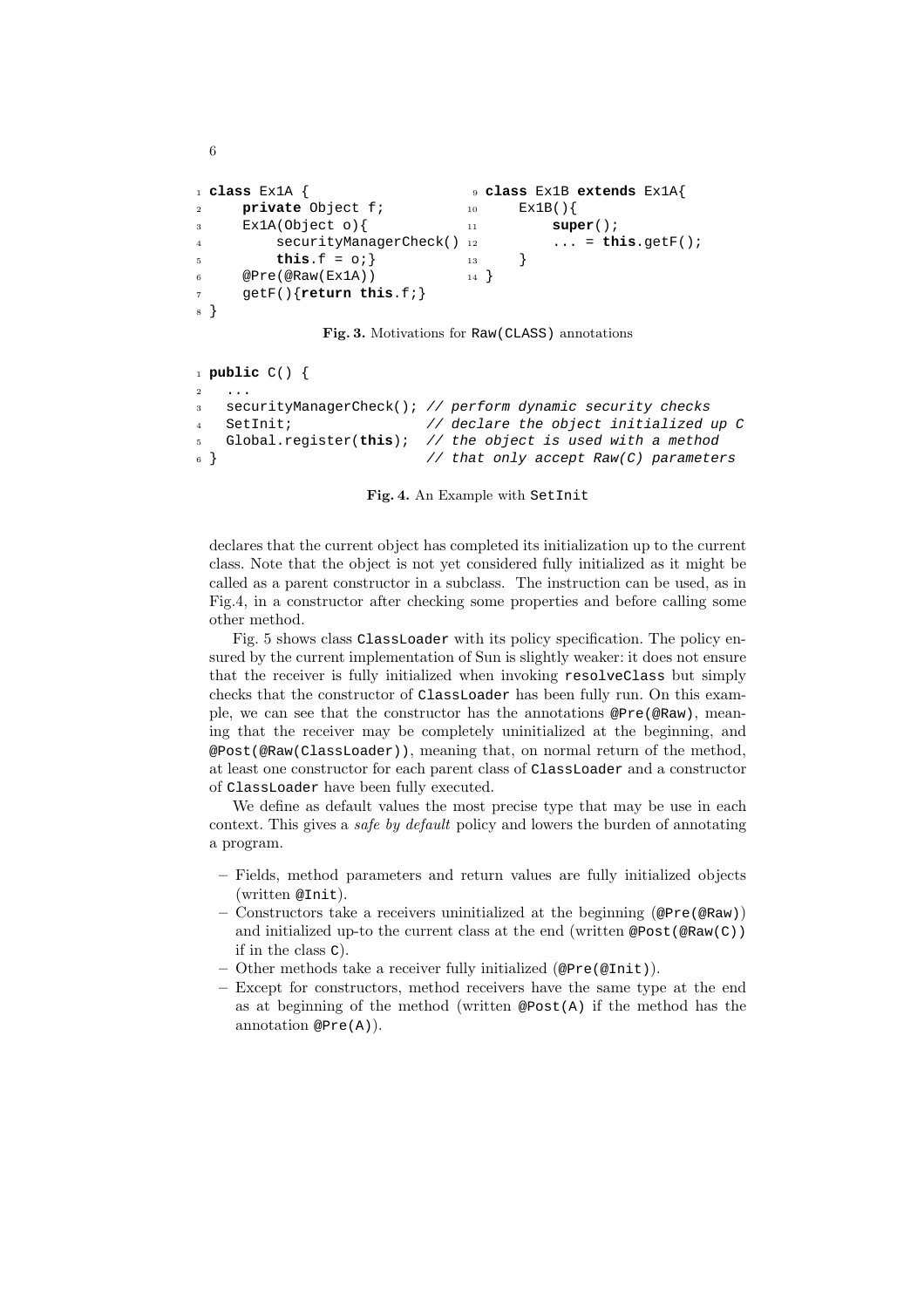```
1 class Ex1A {
2     private Object f;
3     Ex1A(Object o){
4         securityManagerCheck()
5         this.f = o;}
6     @Pre(@Raw(Ex1A))
7     getF(){return this.f;}
8 }
```

```
9  class Ex1B extends Ex1A{
10     Ex1B(){
11         super();
12         ... = this.getF();
13     }
14 }
```

**Fig. 3.** Motivations for `Raw(CLASS)` annotations

```
1 public C() {
2   ...
3   securityManagerCheck(); // perform dynamic security checks
4   SetInit;                // declare the object initialized up C
5   Global.register(this);  // the object is used with a method
6 }                         // that only accept Raw(C) parameters
```

**Fig. 4.** An Example with `SetInit`

declares that the current object has completed its initialization up to the current class. Note that the object is not yet considered fully initialized as it might be called as a parent constructor in a subclass. The instruction can be used, as in Fig.4, in a constructor after checking some properties and before calling some other method.

Fig. 5 shows class `ClassLoader` with its policy specification. The policy ensured by the current implementation of Sun is slightly weaker: it does not ensure that the receiver is fully initialized when invoking `resolveClass` but simply checks that the constructor of `ClassLoader` has been fully run. On this example, we can see that the constructor has the annotations `@Pre(@Raw)`, meaning that the receiver may be completely uninitialized at the beginning, and `@Post(@Raw(ClassLoader))`, meaning that, on normal return of the method, at least one constructor for each parent class of `ClassLoader` and a constructor of `ClassLoader` have been fully executed.

We define as default values the most precise type that may be use in each context. This gives a *safe by default* policy and lowers the burden of annotating a program.

- Fields, method parameters and return values are fully initialized objects (written `@Init`).
- Constructors take a receivers uninitialized at the beginning (`@Pre(@Raw)`) and initialized up-to the current class at the end (written `@Post(@Raw(C))` if in the class `C`).
- Other methods take a receiver fully initialized (`@Pre(@Init)`).
- Except for constructors, method receivers have the same type at the end as at beginning of the method (written `@Post(A)` if the method has the annotation `@Pre(A)`).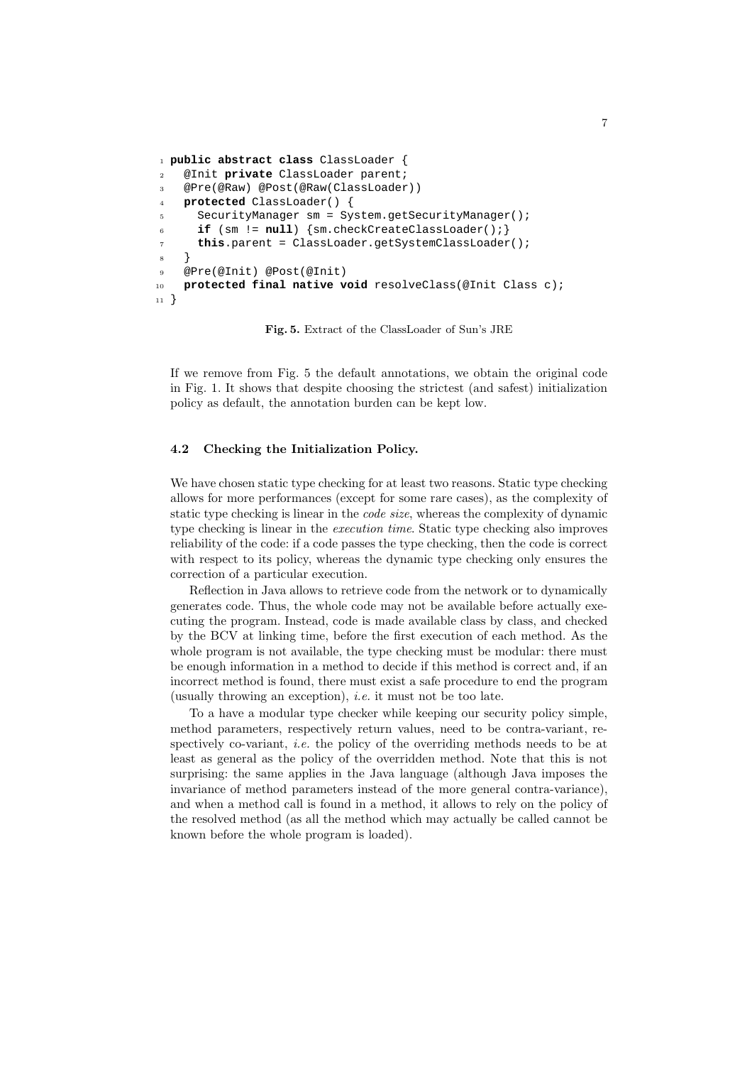```java
public abstract class ClassLoader {
  @Init private ClassLoader parent;
  @Pre(@Raw) @Post(@Raw(ClassLoader))
  protected ClassLoader() {
    SecurityManager sm = System.getSecurityManager();
    if (sm != null) {sm.checkCreateClassLoader();}
    this.parent = ClassLoader.getSystemClassLoader();
  }
  @Pre(@Init) @Post(@Init)
  protected final native void resolveClass(@Init Class c);
}
```

**Fig. 5.** Extract of the ClassLoader of Sun's JRE

If we remove from Fig. 5 the default annotations, we obtain the original code in Fig. 1. It shows that despite choosing the strictest (and safest) initialization policy as default, the annotation burden can be kept low.

### 4.2 Checking the Initialization Policy.

We have chosen static type checking for at least two reasons. Static type checking allows for more performances (except for some rare cases), as the complexity of static type checking is linear in the *code size*, whereas the complexity of dynamic type checking is linear in the *execution time*. Static type checking also improves reliability of the code: if a code passes the type checking, then the code is correct with respect to its policy, whereas the dynamic type checking only ensures the correction of a particular execution.

Reflection in Java allows to retrieve code from the network or to dynamically generates code. Thus, the whole code may not be available before actually executing the program. Instead, code is made available class by class, and checked by the BCV at linking time, before the first execution of each method. As the whole program is not available, the type checking must be modular: there must be enough information in a method to decide if this method is correct and, if an incorrect method is found, there must exist a safe procedure to end the program (usually throwing an exception), *i.e.* it must not be too late.

To a have a modular type checker while keeping our security policy simple, method parameters, respectively return values, need to be contra-variant, respectively co-variant, *i.e.* the policy of the overriding methods needs to be at least as general as the policy of the overridden method. Note that this is not surprising: the same applies in the Java language (although Java imposes the invariance of method parameters instead of the more general contra-variance), and when a method call is found in a method, it allows to rely on the policy of the resolved method (as all the method which may actually be called cannot be known before the whole program is loaded).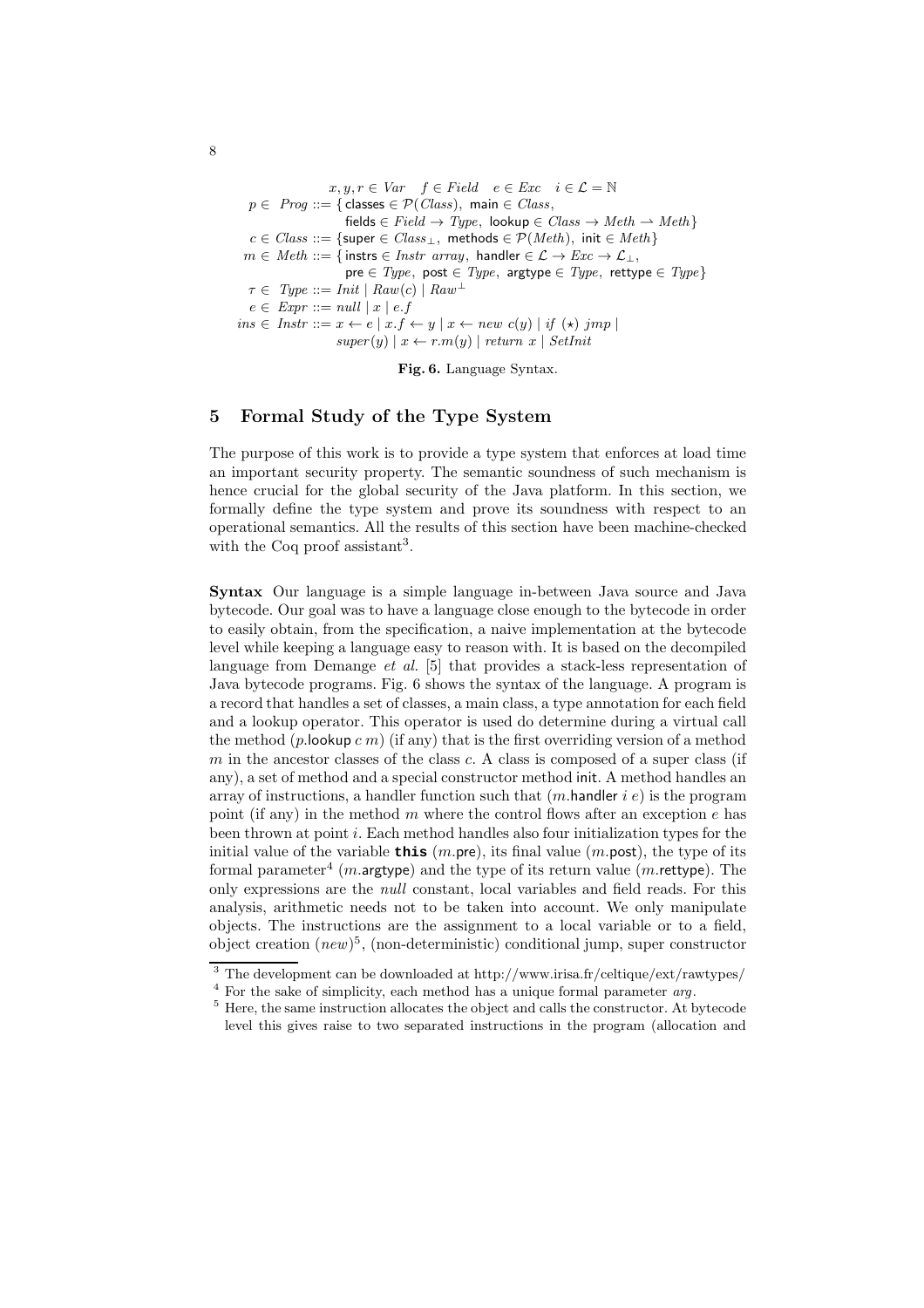$$
\begin{array}{rl}
 & x, y, r \in \mathit{Var} \quad f \in \mathit{Field} \quad e \in \mathit{Exc} \quad i \in \mathcal{L} = \mathbb{N} \\
p \in \mathit{Prog} ::= & \{\, \mathsf{classes} \in \mathcal{P}(\mathit{Class}),\ \mathsf{main} \in \mathit{Class}, \\
 & \quad \mathsf{fields} \in \mathit{Field} \to \mathit{Type},\ \mathsf{lookup} \in \mathit{Class} \to \mathit{Meth} \rightharpoonup \mathit{Meth} \} \\
c \in \mathit{Class} ::= & \{ \mathsf{super} \in \mathit{Class}_\bot,\ \mathsf{methods} \in \mathcal{P}(\mathit{Meth}),\ \mathsf{init} \in \mathit{Meth} \} \\
m \in \mathit{Meth} ::= & \{\, \mathsf{instrs} \in \mathit{Instr\ array},\ \mathsf{handler} \in \mathcal{L} \to \mathit{Exc} \to \mathcal{L}_\bot, \\
 & \quad \mathsf{pre} \in \mathit{Type},\ \mathsf{post} \in \mathit{Type},\ \mathsf{argtype} \in \mathit{Type},\ \mathsf{rettype} \in \mathit{Type} \} \\
\tau \in \mathit{Type} ::= & \mathit{Init} \mid \mathit{Raw}(c) \mid \mathit{Raw}^\bot \\
e \in \mathit{Expr} ::= & \mathit{null} \mid x \mid e.f \\
\mathit{ins} \in \mathit{Instr} ::= & x \leftarrow e \mid x.f \leftarrow y \mid x \leftarrow \mathit{new}\ c(y) \mid \mathit{if}\ (\star)\ \mathit{jmp} \mid \\
 & \mathit{super}(y) \mid x \leftarrow r.m(y) \mid \mathit{return}\ x \mid \mathit{SetInit}
\end{array}
$$

**Fig. 6.** Language Syntax.

## 5 Formal Study of the Type System

The purpose of this work is to provide a type system that enforces at load time an important security property. The semantic soundness of such mechanism is hence crucial for the global security of the Java platform. In this section, we formally define the type system and prove its soundness with respect to an operational semantics. All the results of this section have been machine-checked with the Coq proof assistant[3].

**Syntax** Our language is a simple language in-between Java source and Java bytecode. Our goal was to have a language close enough to the bytecode in order to easily obtain, from the specification, a naive implementation at the bytecode level while keeping a language easy to reason with. It is based on the decompiled language from Demange *et al.* [5] that provides a stack-less representation of Java bytecode programs. Fig. 6 shows the syntax of the language. A program is a record that handles a set of classes, a main class, a type annotation for each field and a lookup operator. This operator is used do determine during a virtual call the method ($p$.lookup $c$ $m$) (if any) that is the first overriding version of a method $m$ in the ancestor classes of the class $c$. A class is composed of a super class (if any), a set of method and a special constructor method init. A method handles an array of instructions, a handler function such that ($m$.handler $i$ $e$) is the program point (if any) in the method $m$ where the control flows after an exception $e$ has been thrown at point $i$. Each method handles also four initialization types for the initial value of the variable **this** ($m$.pre), its final value ($m$.post), the type of its formal parameter[4] ($m$.argtype) and the type of its return value ($m$.rettype). The only expressions are the *null* constant, local variables and field reads. For this analysis, arithmetic needs not to be taken into account. We only manipulate objects. The instructions are the assignment to a local variable or to a field, object creation ($new$)[5], (non-deterministic) conditional jump, super constructor

[3] The development can be downloaded at http://www.irisa.fr/celtique/ext/rawtypes/

[4] For the sake of simplicity, each method has a unique formal parameter *arg*.

[5] Here, the same instruction allocates the object and calls the constructor. At bytecode level this gives raise to two separated instructions in the program (allocation and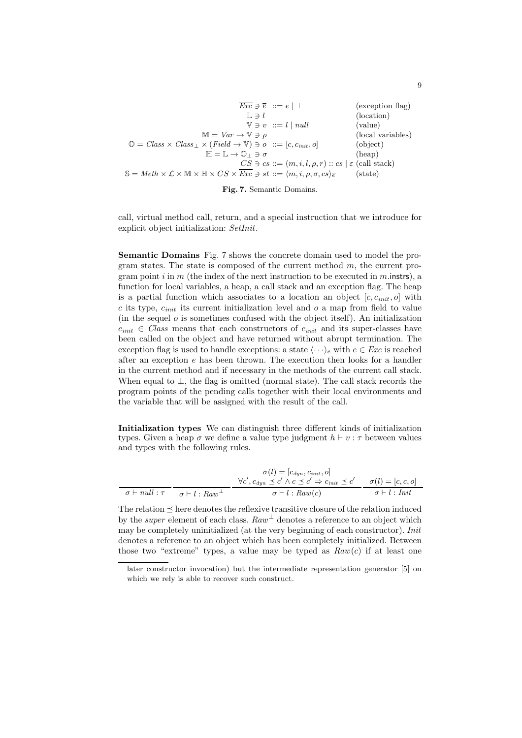$$
\begin{array}{rll}
\overline{Exc} \ni \overline{e} & ::= e \mid \bot & \text{(exception flag)} \\
\mathbb{L} \ni l & & \text{(location)} \\
\mathbb{V} \ni v & ::= l \mid null & \text{(value)} \\
\mathbb{M} = Var \to \mathbb{V} \ni \rho & & \text{(local variables)} \\
\mathbb{O} = Class \times Class_{\bot} \times (Field \to \mathbb{V}) \ni o & ::= [c, c_{init}, o] & \text{(object)} \\
\mathbb{H} = \mathbb{L} \to \mathbb{O}_{\bot} \ni \sigma & & \text{(heap)} \\
CS \ni cs & ::= (m, i, l, \rho, r) :: cs \mid \varepsilon & \text{(call stack)} \\
\mathbb{S} = Meth \times \mathcal{L} \times \mathbb{M} \times \mathbb{H} \times CS \times \overline{Exc} \ni st & ::= \langle m, i, \rho, \sigma, cs \rangle_{\overline{e}} & \text{(state)}
\end{array}
$$

**Fig. 7.** Semantic Domains.

call, virtual method call, return, and a special instruction that we introduce for explicit object initialization: *SetInit*.

**Semantic Domains** Fig. 7 shows the concrete domain used to model the program states. The state is composed of the current method $m$, the current program point $i$ in $m$ (the index of the next instruction to be executed in $m$.instrs), a function for local variables, a heap, a call stack and an exception flag. The heap is a partial function which associates to a location an object $[c, c_{init}, o]$ with $c$ its type, $c_{init}$ its current initialization level and $o$ a map from field to value (in the sequel $o$ is sometimes confused with the object itself). An initialization $c_{init} \in Class$ means that each constructors of $c_{init}$ and its super-classes have been called on the object and have returned without abrupt termination. The exception flag is used to handle exceptions: a state $\langle \cdots \rangle_e$ with $e \in Exc$ is reached after an exception $e$ has been thrown. The execution then looks for a handler in the current method and if necessary in the methods of the current call stack. When equal to $\bot$, the flag is omitted (normal state). The call stack records the program points of the pending calls together with their local environments and the variable that will be assigned with the result of the call.

**Initialization types** We can distinguish three different kinds of initialization types. Given a heap $\sigma$ we define a value type judgment $h \vdash v : \tau$ between values and types with the following rules.

$$
\frac{}{\sigma \vdash null : \tau}
\qquad
\frac{}{\sigma \vdash l : Raw^{\bot}}
\qquad
\frac{\begin{array}{c}\sigma(l) = [c_{dyn}, c_{init}, o] \\ \forall c', c_{dyn} \preceq c' \wedge c \preceq c' \Rightarrow c_{init} \preceq c'\end{array}}{\sigma \vdash l : Raw(c)}
\qquad
\frac{\sigma(l) = [c, c, o]}{\sigma \vdash l : Init}
$$

The relation $\preceq$ here denotes the reflexive transitive closure of the relation induced by the *super* element of each class. $Raw^{\bot}$ denotes a reference to an object which may be completely uninitialized (at the very beginning of each constructor). *Init* denotes a reference to an object which has been completely initialized. Between those two "extreme" types, a value may be typed as $Raw(c)$ if at least one

later constructor invocation) but the intermediate representation generator [5] on which we rely is able to recover such construct.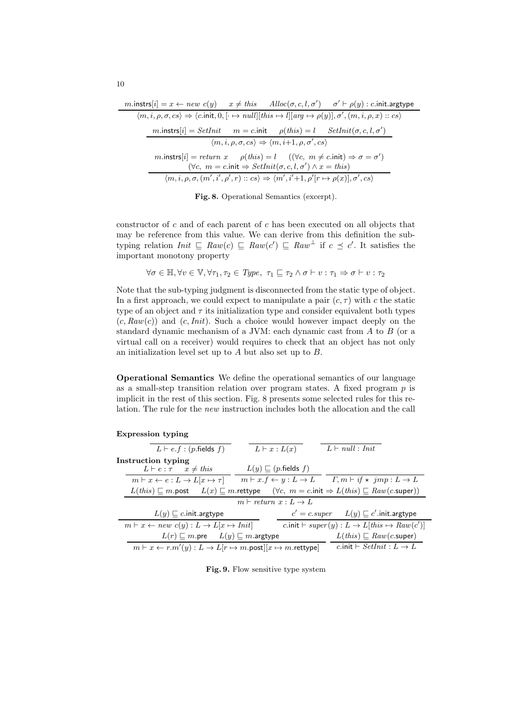$$\frac{m.\mathsf{instrs}[i] = x \leftarrow \mathit{new}\ c(y) \quad x \neq \mathit{this} \quad \mathit{Alloc}(\sigma, c, l, \sigma') \quad \sigma' \vdash \rho(y) : c.\mathsf{init}.\mathsf{argtype}}{\langle m, i, \rho, \sigma, cs\rangle \Rightarrow \langle c.\mathsf{init}, 0, [\cdot \mapsto \mathit{null}][\mathit{this} \mapsto l][\mathit{arg} \mapsto \rho(y)], \sigma', (m, i, \rho, x) :: cs\rangle}$$

$$\frac{m.\mathsf{instrs}[i] = \mathit{SetInit} \quad m = c.\mathsf{init} \quad \rho(\mathit{this}) = l \quad \mathit{SetInit}(\sigma, c, l, \sigma')}{\langle m, i, \rho, \sigma, cs\rangle \Rightarrow \langle m, i{+}1, \rho, \sigma', cs\rangle}$$

$$\frac{\begin{array}{c} m.\mathsf{instrs}[i] = \mathit{return}\ x \quad \rho(\mathit{this}) = l \quad ((\forall c,\ m \neq c.\mathsf{init}) \Rightarrow \sigma = \sigma') \\ (\forall c,\ m = c.\mathsf{init} \Rightarrow \mathit{SetInit}(\sigma, c, l, \sigma') \wedge x = \mathit{this}) \end{array}}{\langle m, i, \rho, \sigma, (m', i', \rho', r) :: cs\rangle \Rightarrow \langle m', i'{+}1, \rho'[r \mapsto \rho(x)], \sigma', cs\rangle}$$

**Fig. 8.** Operational Semantics (excerpt).

constructor of $c$ and of each parent of $c$ has been executed on all objects that may be reference from this value. We can derive from this definition the sub-typing relation $\mathit{Init} \sqsubseteq \mathit{Raw}(c) \sqsubseteq \mathit{Raw}(c') \sqsubseteq \mathit{Raw}^{\perp}$ if $c \preceq c'$. It satisfies the important monotony property

$$\forall \sigma \in \mathbb{H}, \forall v \in \mathbb{V}, \forall \tau_1, \tau_2 \in \mathit{Type},\ \tau_1 \sqsubseteq \tau_2 \wedge \sigma \vdash v : \tau_1 \Rightarrow \sigma \vdash v : \tau_2$$

Note that the sub-typing judgment is disconnected from the static type of object. In a first approach, we could expect to manipulate a pair $(c, \tau)$ with $c$ the static type of an object and $\tau$ its initialization type and consider equivalent both types $(c, \mathit{Raw}(c))$ and $(c, \mathit{Init})$. Such a choice would however impact deeply on the standard dynamic mechanism of a JVM: each dynamic cast from $A$ to $B$ (or a virtual call on a receiver) would requires to check that an object has not only an initialization level set up to $A$ but also set up to $B$.

**Operational Semantics** We define the operational semantics of our language as a small-step transition relation over program states. A fixed program $p$ is implicit in the rest of this section. Fig. 8 presents some selected rules for this relation. The rule for the *new* instruction includes both the allocation and the call

**Expression typing**

$$\frac{}{L \vdash e.f : (p.\mathsf{fields}\ f)} \qquad \frac{}{L \vdash x : L(x)} \qquad \frac{}{L \vdash \mathit{null} : \mathit{Init}}$$

**Instruction typing**

$$\frac{L \vdash e : \tau \quad x \neq \mathit{this}}{m \vdash x \leftarrow e : L \to L[x \mapsto \tau]} \qquad \frac{L(y) \sqsubseteq (p.\mathsf{fields}\ f)}{m \vdash x.f \leftarrow y : L \to L} \qquad \frac{}{\Gamma, m \vdash \mathit{if} \star\ \mathit{jmp} : L \to L}$$

$$\frac{L(\mathit{this}) \sqsubseteq m.\mathsf{post} \quad L(x) \sqsubseteq m.\mathsf{rettype} \quad (\forall c,\ m = c.\mathsf{init} \Rightarrow L(\mathit{this}) \sqsubseteq \mathit{Raw}(c.\mathsf{super}))}{m \vdash \mathit{return}\ x : L \to L}$$

$$\frac{L(y) \sqsubseteq c.\mathsf{init}.\mathsf{argtype}}{m \vdash x \leftarrow \mathit{new}\ c(y) : L \to L[x \mapsto \mathit{Init}]} \qquad \frac{c' = c.\mathit{super} \quad L(y) \sqsubseteq c'.\mathsf{init}.\mathsf{argtype}}{c.\mathsf{init} \vdash \mathit{super}(y) : L \to L[\mathit{this} \mapsto \mathit{Raw}(c')]}$$

$$\frac{L(r) \sqsubseteq m.\mathsf{pre} \quad L(y) \sqsubseteq m.\mathsf{argtype}}{m \vdash x \leftarrow r.m'(y) : L \to L[r \mapsto m.\mathsf{post}][x \mapsto m.\mathsf{rettype}]} \qquad \frac{L(\mathit{this}) \sqsubseteq \mathit{Raw}(c.\mathsf{super})}{c.\mathsf{init} \vdash \mathit{SetInit} : L \to L}$$

**Fig. 9.** Flow sensitive type system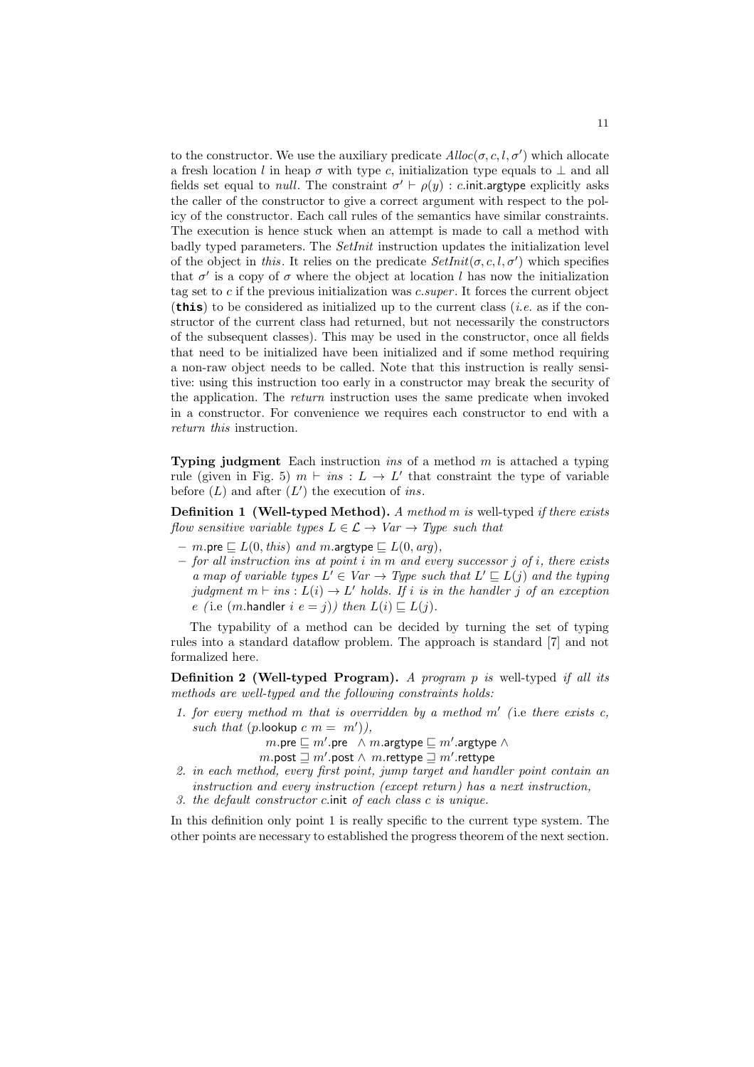to the constructor. We use the auxiliary predicate $Alloc(\sigma, c, l, \sigma')$ which allocate a fresh location $l$ in heap $\sigma$ with type $c$, initialization type equals to $\perp$ and all fields set equal to *null*. The constraint $\sigma' \vdash \rho(y) : c.\mathsf{init}.\mathsf{argtype}$ explicitly asks the caller of the constructor to give a correct argument with respect to the policy of the constructor. Each call rules of the semantics have similar constraints. The execution is hence stuck when an attempt is made to call a method with badly typed parameters. The *SetInit* instruction updates the initialization level of the object in *this*. It relies on the predicate $SetInit(\sigma, c, l, \sigma')$ which specifies that $\sigma'$ is a copy of $\sigma$ where the object at location $l$ has now the initialization tag set to $c$ if the previous initialization was $c.super$. It forces the current object (**this**) to be considered as initialized up to the current class (*i.e.* as if the constructor of the current class had returned, but not necessarily the constructors of the subsequent classes). This may be used in the constructor, once all fields that need to be initialized have been initialized and if some method requiring a non-raw object needs to be called. Note that this instruction is really sensitive: using this instruction too early in a constructor may break the security of the application. The *return* instruction uses the same predicate when invoked in a constructor. For convenience we requires each constructor to end with a *return this* instruction.

**Typing judgment** Each instruction *ins* of a method $m$ is attached a typing rule (given in Fig. 5) $m \vdash ins : L \rightarrow L'$ that constraint the type of variable before ($L$) and after ($L'$) the execution of *ins*.

**Definition 1 (Well-typed Method).** *A method* $m$ *is* well-typed *if there exists flow sensitive variable types* $L \in \mathcal{L} \rightarrow Var \rightarrow Type$ *such that*

- $m.\mathsf{pre} \sqsubseteq L(0, this)$ *and* $m.\mathsf{argtype} \sqsubseteq L(0, arg)$,
- *for all instruction ins at point* $i$ *in* $m$ *and every successor* $j$ *of* $i$, *there exists a map of variable types* $L' \in Var \rightarrow Type$ *such that* $L' \sqsubseteq L(j)$ *and the typing judgment* $m \vdash ins : L(i) \rightarrow L'$ *holds. If* $i$ *is in the handler* $j$ *of an exception* $e$ *(*i.e *(*$m.\mathsf{handler}\ i\ e = j$*)) then* $L(i) \sqsubseteq L(j)$.

The typability of a method can be decided by turning the set of typing rules into a standard dataflow problem. The approach is standard [7] and not formalized here.

**Definition 2 (Well-typed Program).** *A program* $p$ *is* well-typed *if all its methods are well-typed and the following constraints holds:*

1. *for every method* $m$ *that is overridden by a method* $m'$ *(*i.e *there exists* $c$*, such that* ($p.\mathsf{lookup}\ c\ m = m'$)*),*
$$m.\mathsf{pre} \sqsubseteq m'.\mathsf{pre} \ \wedge m.\mathsf{argtype} \sqsubseteq m'.\mathsf{argtype} \ \wedge$$
$$m.\mathsf{post} \sqsupseteq m'.\mathsf{post} \wedge m.\mathsf{rettype} \sqsupseteq m'.\mathsf{rettype}$$
2. *in each method, every first point, jump target and handler point contain an instruction and every instruction (except return) has a next instruction,*
3. *the default constructor* $c.\mathsf{init}$ *of each class* $c$ *is unique.*

In this definition only point 1 is really specific to the current type system. The other points are necessary to established the progress theorem of the next section.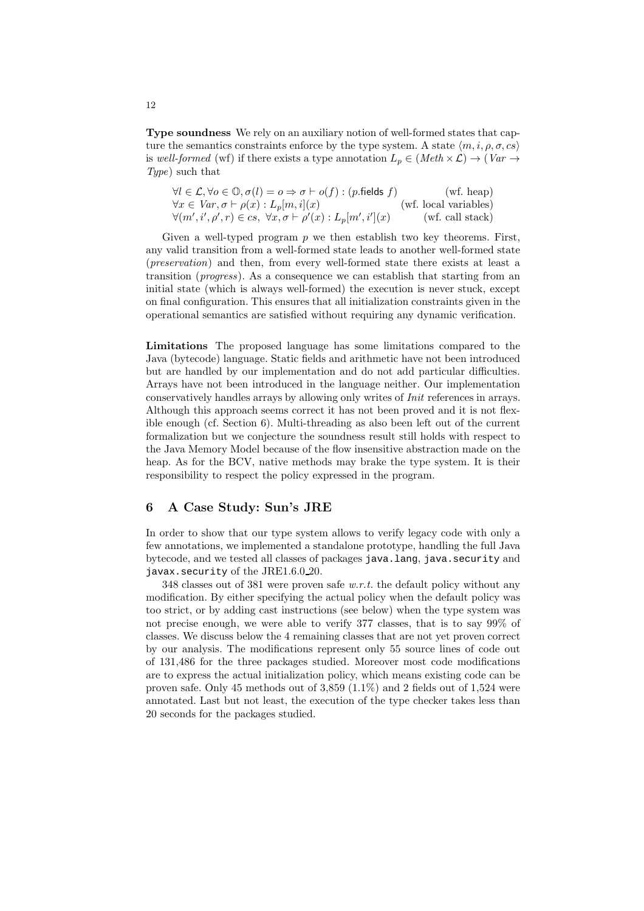**Type soundness** We rely on an auxiliary notion of well-formed states that capture the semantics constraints enforce by the type system. A state $\langle m, i, \rho, \sigma, cs\rangle$ is *well-formed* (wf) if there exists a type annotation $L_p \in (Meth \times \mathcal{L}) \rightarrow (Var \rightarrow Type)$ such that

$$\forall l \in \mathcal{L}, \forall o \in \mathbb{O}, \sigma(l) = o \Rightarrow \sigma \vdash o(f) : (p.\mathsf{fields}\ f) \qquad \text{(wf. heap)}$$

$$\forall x \in Var, \sigma \vdash \rho(x) : L_p[m, i](x) \qquad \text{(wf. local variables)}$$

$$\forall (m', i', \rho', r) \in cs,\ \forall x, \sigma \vdash \rho'(x) : L_p[m', i'](x) \qquad \text{(wf. call stack)}$$

Given a well-typed program $p$ we then establish two key theorems. First, any valid transition from a well-formed state leads to another well-formed state (*preservation*) and then, from every well-formed state there exists at least a transition (*progress*). As a consequence we can establish that starting from an initial state (which is always well-formed) the execution is never stuck, except on final configuration. This ensures that all initialization constraints given in the operational semantics are satisfied without requiring any dynamic verification.

**Limitations** The proposed language has some limitations compared to the Java (bytecode) language. Static fields and arithmetic have not been introduced but are handled by our implementation and do not add particular difficulties. Arrays have not been introduced in the language neither. Our implementation conservatively handles arrays by allowing only writes of *Init* references in arrays. Although this approach seems correct it has not been proved and it is not flexible enough (cf. Section 6). Multi-threading as also been left out of the current formalization but we conjecture the soundness result still holds with respect to the Java Memory Model because of the flow insensitive abstraction made on the heap. As for the BCV, native methods may brake the type system. It is their responsibility to respect the policy expressed in the program.

## 6 A Case Study: Sun's JRE

In order to show that our type system allows to verify legacy code with only a few annotations, we implemented a standalone prototype, handling the full Java bytecode, and we tested all classes of packages `java.lang`, `java.security` and `javax.security` of the JRE1.6.0_20.

348 classes out of 381 were proven safe *w.r.t.* the default policy without any modification. By either specifying the actual policy when the default policy was too strict, or by adding cast instructions (see below) when the type system was not precise enough, we were able to verify 377 classes, that is to say 99% of classes. We discuss below the 4 remaining classes that are not yet proven correct by our analysis. The modifications represent only 55 source lines of code out of 131,486 for the three packages studied. Moreover most code modifications are to express the actual initialization policy, which means existing code can be proven safe. Only 45 methods out of 3,859 (1.1%) and 2 fields out of 1,524 were annotated. Last but not least, the execution of the type checker takes less than 20 seconds for the packages studied.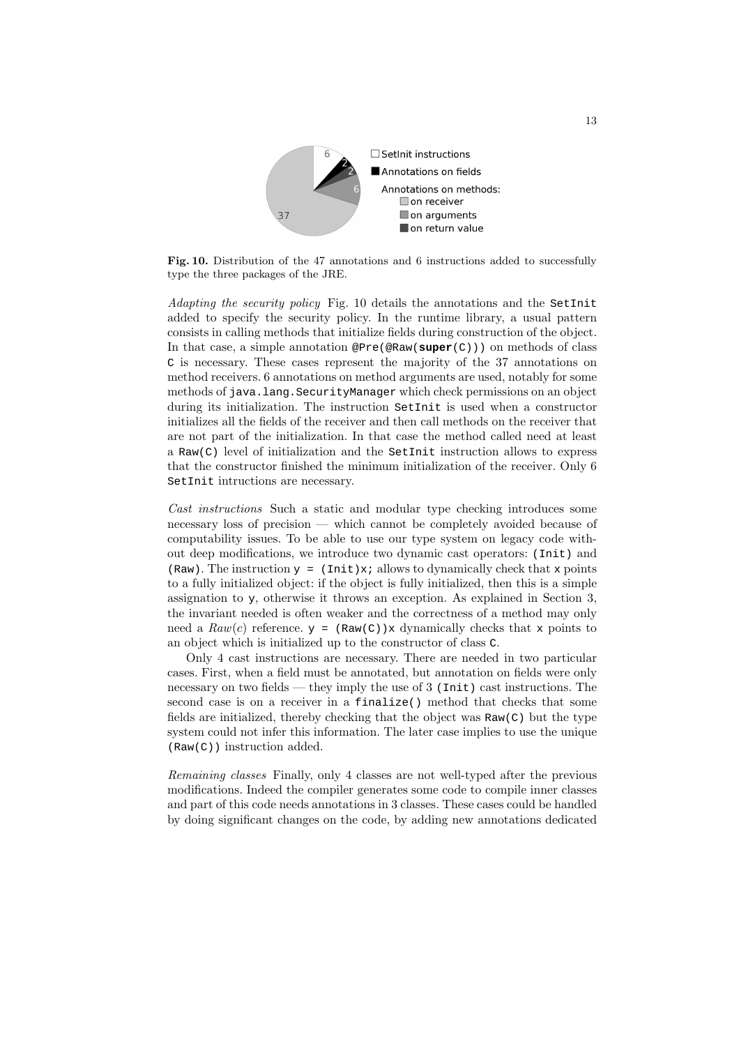6
2
2
6
37

SetInit instructions
Annotations on fields
Annotations on methods:
on receiver
on arguments
on return value

**Fig. 10.** Distribution of the 47 annotations and 6 instructions added to successfully type the three packages of the JRE.

*Adapting the security policy* Fig. 10 details the annotations and the `SetInit` added to specify the security policy. In the runtime library, a usual pattern consists in calling methods that initialize fields during construction of the object. In that case, a simple annotation `@Pre(@Raw(`**`super`**`(C)))` on methods of class `C` is necessary. These cases represent the majority of the 37 annotations on method receivers. 6 annotations on method arguments are used, notably for some methods of `java.lang.SecurityManager` which check permissions on an object during its initialization. The instruction `SetInit` is used when a constructor initializes all the fields of the receiver and then call methods on the receiver that are not part of the initialization. In that case the method called need at least a `Raw(C)` level of initialization and the `SetInit` instruction allows to express that the constructor finished the minimum initialization of the receiver. Only 6 `SetInit` intructions are necessary.

*Cast instructions* Such a static and modular type checking introduces some necessary loss of precision — which cannot be completely avoided because of computability issues. To be able to use our type system on legacy code without deep modifications, we introduce two dynamic cast operators: `(Init)` and `(Raw)`. The instruction `y = (Init)x;` allows to dynamically check that `x` points to a fully initialized object: if the object is fully initialized, then this is a simple assignation to `y`, otherwise it throws an exception. As explained in Section 3, the invariant needed is often weaker and the correctness of a method may only need a $Raw(c)$ reference. `y = (Raw(C))x` dynamically checks that `x` points to an object which is initialized up to the constructor of class `C`.

Only 4 cast instructions are necessary. There are needed in two particular cases. First, when a field must be annotated, but annotation on fields were only necessary on two fields — they imply the use of 3 `(Init)` cast instructions. The second case is on a receiver in a `finalize()` method that checks that some fields are initialized, thereby checking that the object was `Raw(C)` but the type system could not infer this information. The later case implies to use the unique `(Raw(C))` instruction added.

*Remaining classes* Finally, only 4 classes are not well-typed after the previous modifications. Indeed the compiler generates some code to compile inner classes and part of this code needs annotations in 3 classes. These cases could be handled by doing significant changes on the code, by adding new annotations dedicated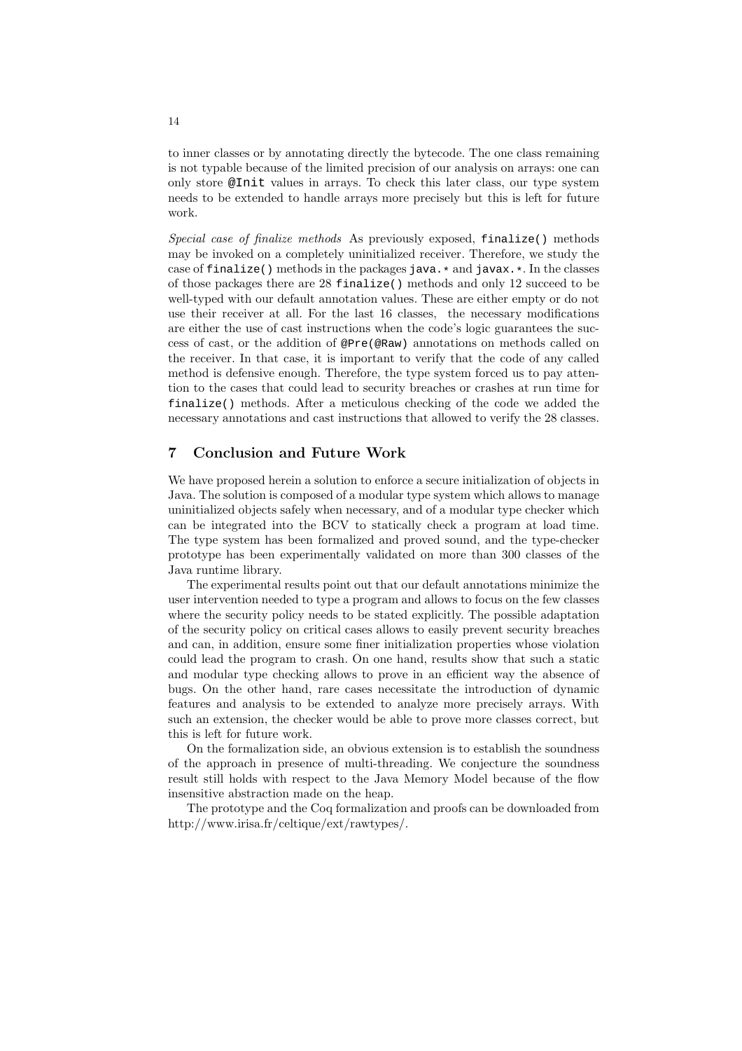to inner classes or by annotating directly the bytecode. The one class remaining is not typable because of the limited precision of our analysis on arrays: one can only store `@Init` values in arrays. To check this later class, our type system needs to be extended to handle arrays more precisely but this is left for future work.

*Special case of finalize methods* As previously exposed, `finalize()` methods may be invoked on a completely uninitialized receiver. Therefore, we study the case of `finalize()` methods in the packages `java.*` and `javax.*`. In the classes of those packages there are 28 `finalize()` methods and only 12 succeed to be well-typed with our default annotation values. These are either empty or do not use their receiver at all. For the last 16 classes, the necessary modifications are either the use of cast instructions when the code's logic guarantees the success of cast, or the addition of `@Pre(@Raw)` annotations on methods called on the receiver. In that case, it is important to verify that the code of any called method is defensive enough. Therefore, the type system forced us to pay attention to the cases that could lead to security breaches or crashes at run time for `finalize()` methods. After a meticulous checking of the code we added the necessary annotations and cast instructions that allowed to verify the 28 classes.

## 7 Conclusion and Future Work

We have proposed herein a solution to enforce a secure initialization of objects in Java. The solution is composed of a modular type system which allows to manage uninitialized objects safely when necessary, and of a modular type checker which can be integrated into the BCV to statically check a program at load time. The type system has been formalized and proved sound, and the type-checker prototype has been experimentally validated on more than 300 classes of the Java runtime library.

The experimental results point out that our default annotations minimize the user intervention needed to type a program and allows to focus on the few classes where the security policy needs to be stated explicitly. The possible adaptation of the security policy on critical cases allows to easily prevent security breaches and can, in addition, ensure some finer initialization properties whose violation could lead the program to crash. On one hand, results show that such a static and modular type checking allows to prove in an efficient way the absence of bugs. On the other hand, rare cases necessitate the introduction of dynamic features and analysis to be extended to analyze more precisely arrays. With such an extension, the checker would be able to prove more classes correct, but this is left for future work.

On the formalization side, an obvious extension is to establish the soundness of the approach in presence of multi-threading. We conjecture the soundness result still holds with respect to the Java Memory Model because of the flow insensitive abstraction made on the heap.

The prototype and the Coq formalization and proofs can be downloaded from http://www.irisa.fr/celtique/ext/rawtypes/.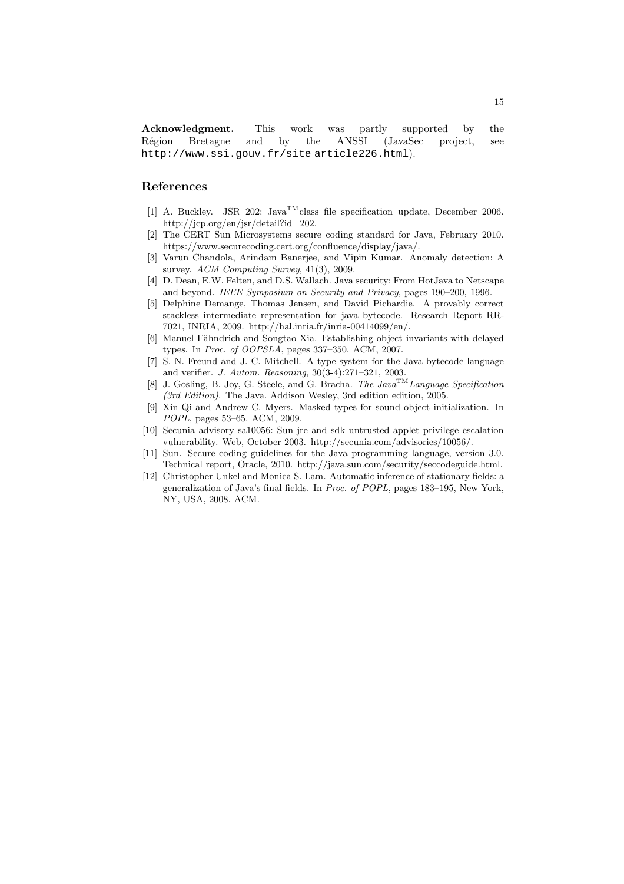**Acknowledgment.** This work was partly supported by the Région Bretagne and by the ANSSI (JavaSec project, see `http://www.ssi.gouv.fr/site_article226.html`).

## References

[1] A. Buckley. JSR 202: Java$^{\text{TM}}$class file specification update, December 2006. http://jcp.org/en/jsr/detail?id=202.

[2] The CERT Sun Microsystems secure coding standard for Java, February 2010. https://www.securecoding.cert.org/confluence/display/java/.

[3] Varun Chandola, Arindam Banerjee, and Vipin Kumar. Anomaly detection: A survey. *ACM Computing Survey*, 41(3), 2009.

[4] D. Dean, E.W. Felten, and D.S. Wallach. Java security: From HotJava to Netscape and beyond. *IEEE Symposium on Security and Privacy*, pages 190–200, 1996.

[5] Delphine Demange, Thomas Jensen, and David Pichardie. A provably correct stackless intermediate representation for java bytecode. Research Report RR-7021, INRIA, 2009. http://hal.inria.fr/inria-00414099/en/.

[6] Manuel Fähndrich and Songtao Xia. Establishing object invariants with delayed types. In *Proc. of OOPSLA*, pages 337–350. ACM, 2007.

[7] S. N. Freund and J. C. Mitchell. A type system for the Java bytecode language and verifier. *J. Autom. Reasoning*, 30(3-4):271–321, 2003.

[8] J. Gosling, B. Joy, G. Steele, and G. Bracha. *The Java$^{\text{TM}}$Language Specification (3rd Edition)*. The Java. Addison Wesley, 3rd edition edition, 2005.

[9] Xin Qi and Andrew C. Myers. Masked types for sound object initialization. In *POPL*, pages 53–65. ACM, 2009.

[10] Secunia advisory sa10056: Sun jre and sdk untrusted applet privilege escalation vulnerability. Web, October 2003. http://secunia.com/advisories/10056/.

[11] Sun. Secure coding guidelines for the Java programming language, version 3.0. Technical report, Oracle, 2010. http://java.sun.com/security/seccodeguide.html.

[12] Christopher Unkel and Monica S. Lam. Automatic inference of stationary fields: a generalization of Java's final fields. In *Proc. of POPL*, pages 183–195, New York, NY, USA, 2008. ACM.